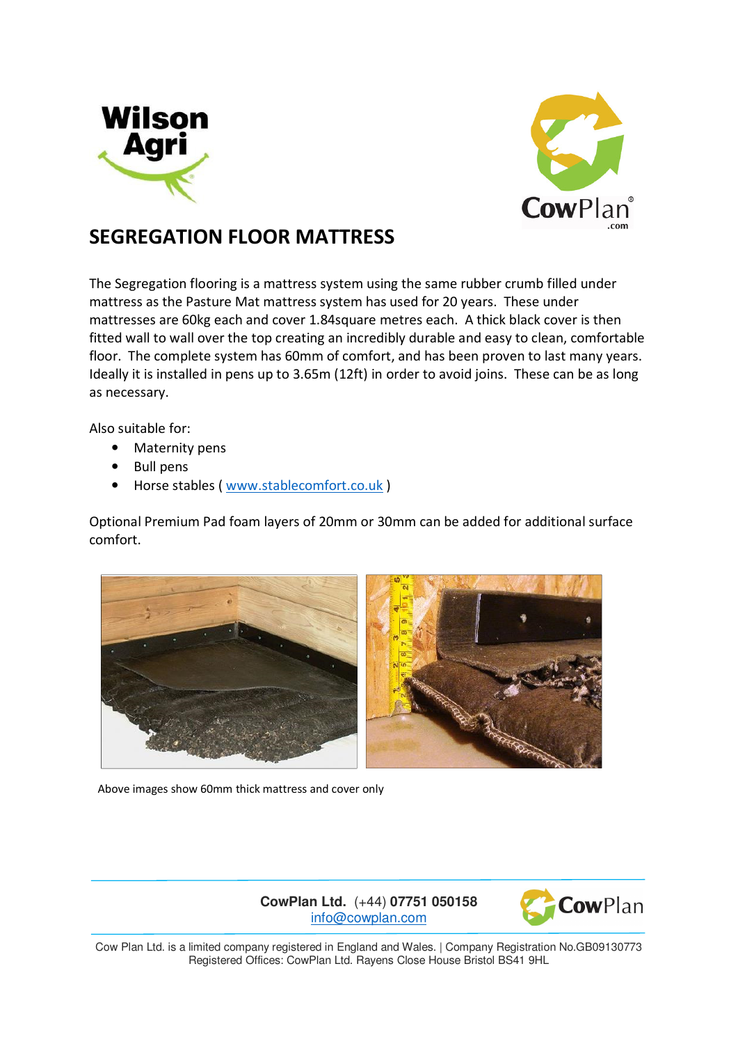Wilson Agri

CowPlan.com

# SEGREGATION FLOOR MATTRESS

The Segregation flooring is a mattress system using the same rubber crumb filled under mattress as the Pasture Mat mattress system has used for 20 years. These under mattresses are 60kg each and cover 1.84square metres each. A thick black cover is then fitted wall to wall over the top creating an incredibly durable and easy to clean, comfortable floor. The complete system has 60mm of comfort, and has been proven to last many years. Ideally it is installed in pens up to 3.65m (12ft) in order to avoid joins. These can be as long as necessary.

Also suitable for:

- Maternity pens
- Bull pens
- Horse stables ( www.stablecomfort.co.uk )

Optional Premium Pad foam layers of 20mm or 30mm can be added for additional surface comfort.

Above images show 60mm thick mattress and cover only

**CowPlan Ltd.** (+44) **07751 050158**
info@cowplan.com

Cow Plan Ltd. is a limited company registered in England and Wales. | Company Registration No.GB09130773
Registered Offices: CowPlan Ltd. Rayens Close House Bristol BS41 9HL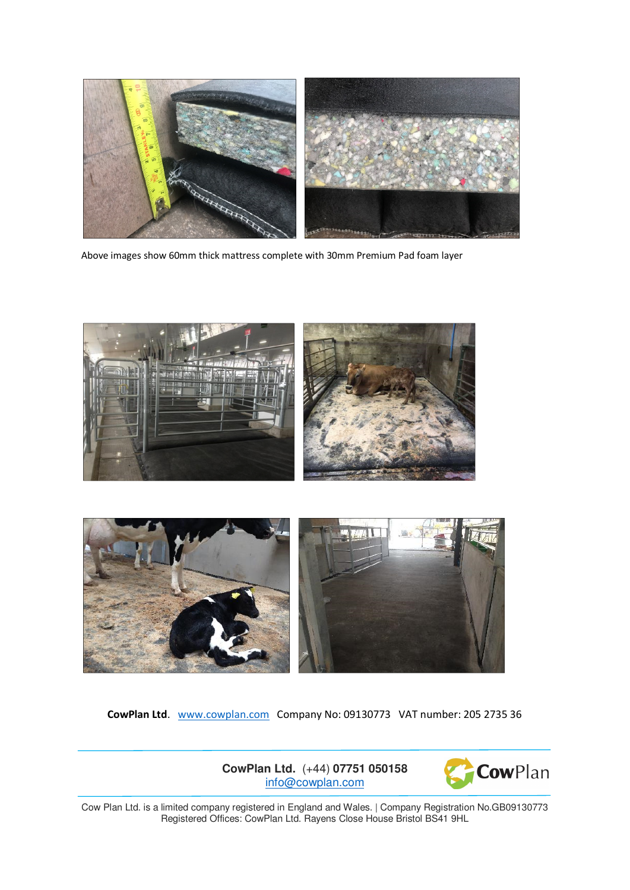Above images show 60mm thick mattress complete with 30mm Premium Pad foam layer

**CowPlan Ltd**. www.cowplan.com Company No: 09130773 VAT number: 205 2735 36

**CowPlan Ltd.** (+44) **07751 050158**
info@cowplan.com

Cow Plan Ltd. is a limited company registered in England and Wales. | Company Registration No.GB09130773
Registered Offices: CowPlan Ltd. Rayens Close House Bristol BS41 9HL